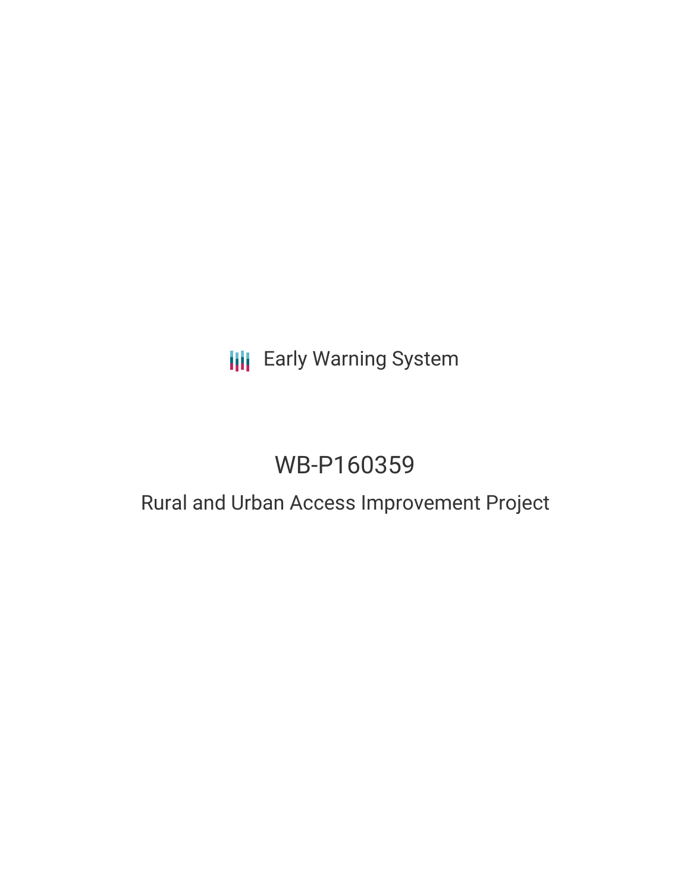Early Warning System

# WB-P160359

## Rural and Urban Access Improvement Project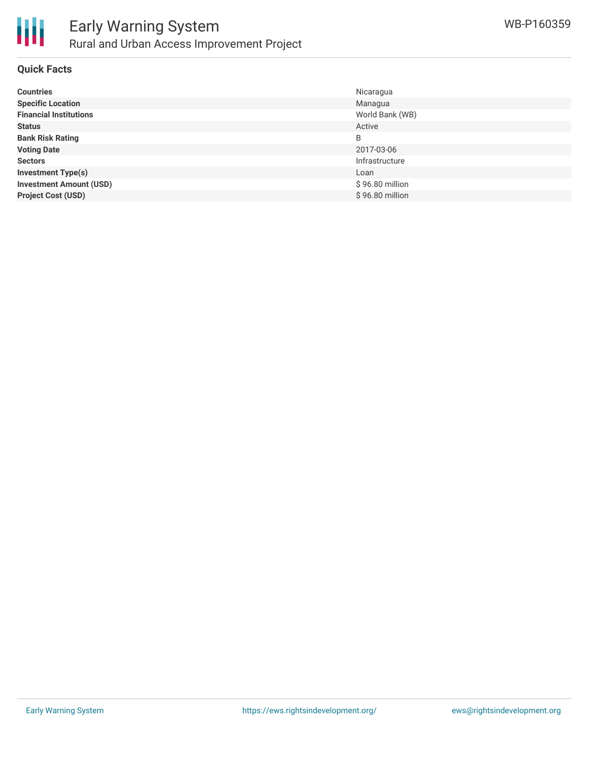## Quick Facts

| | |
|---|---|
| **Countries** | Nicaragua |
| **Specific Location** | Managua |
| **Financial Institutions** | World Bank (WB) |
| **Status** | Active |
| **Bank Risk Rating** | B |
| **Voting Date** | 2017-03-06 |
| **Sectors** | Infrastructure |
| **Investment Type(s)** | Loan |
| **Investment Amount (USD)** | $ 96.80 million |
| **Project Cost (USD)** | $ 96.80 million |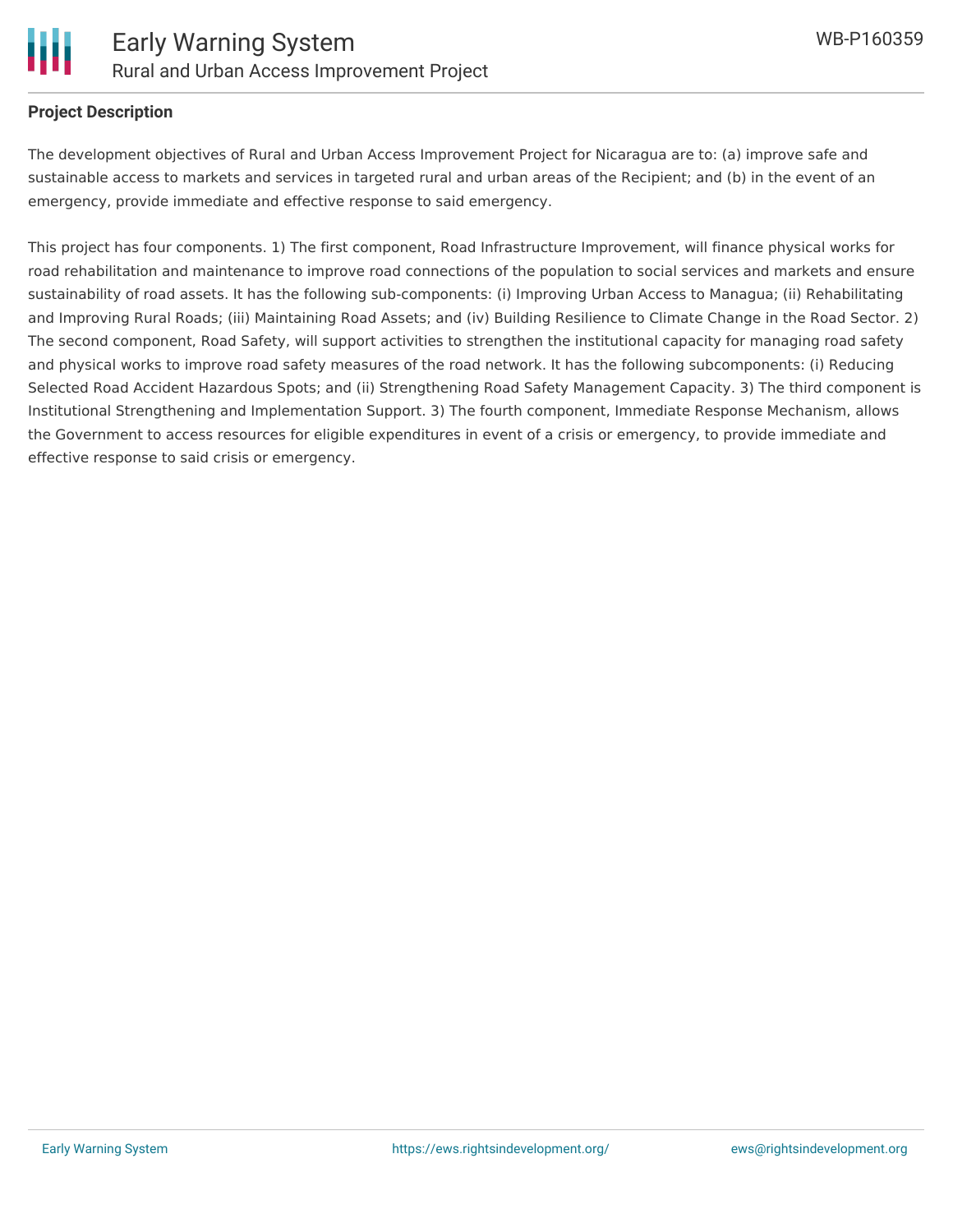## Project Description

The development objectives of Rural and Urban Access Improvement Project for Nicaragua are to: (a) improve safe and sustainable access to markets and services in targeted rural and urban areas of the Recipient; and (b) in the event of an emergency, provide immediate and effective response to said emergency.

This project has four components. 1) The first component, Road Infrastructure Improvement, will finance physical works for road rehabilitation and maintenance to improve road connections of the population to social services and markets and ensure sustainability of road assets. It has the following sub-components: (i) Improving Urban Access to Managua; (ii) Rehabilitating and Improving Rural Roads; (iii) Maintaining Road Assets; and (iv) Building Resilience to Climate Change in the Road Sector. 2) The second component, Road Safety, will support activities to strengthen the institutional capacity for managing road safety and physical works to improve road safety measures of the road network. It has the following subcomponents: (i) Reducing Selected Road Accident Hazardous Spots; and (ii) Strengthening Road Safety Management Capacity. 3) The third component is Institutional Strengthening and Implementation Support. 3) The fourth component, Immediate Response Mechanism, allows the Government to access resources for eligible expenditures in event of a crisis or emergency, to provide immediate and effective response to said crisis or emergency.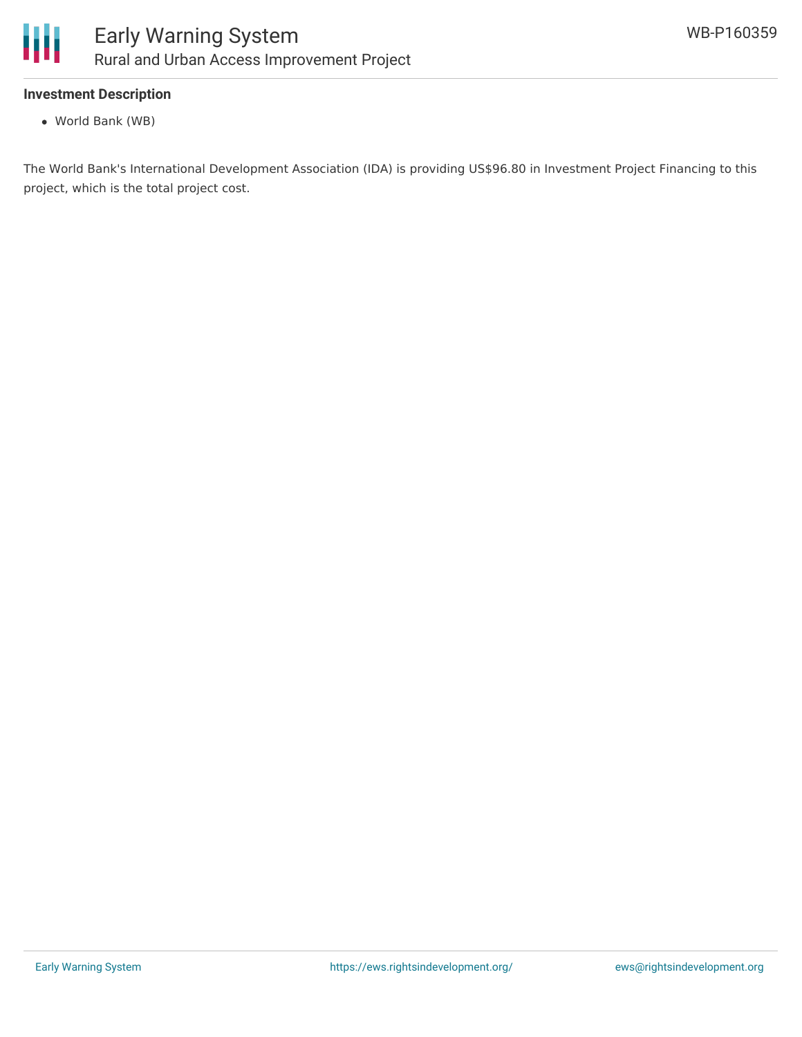**Investment Description**

- World Bank (WB)

The World Bank's International Development Association (IDA) is providing US$96.80 in Investment Project Financing to this project, which is the total project cost.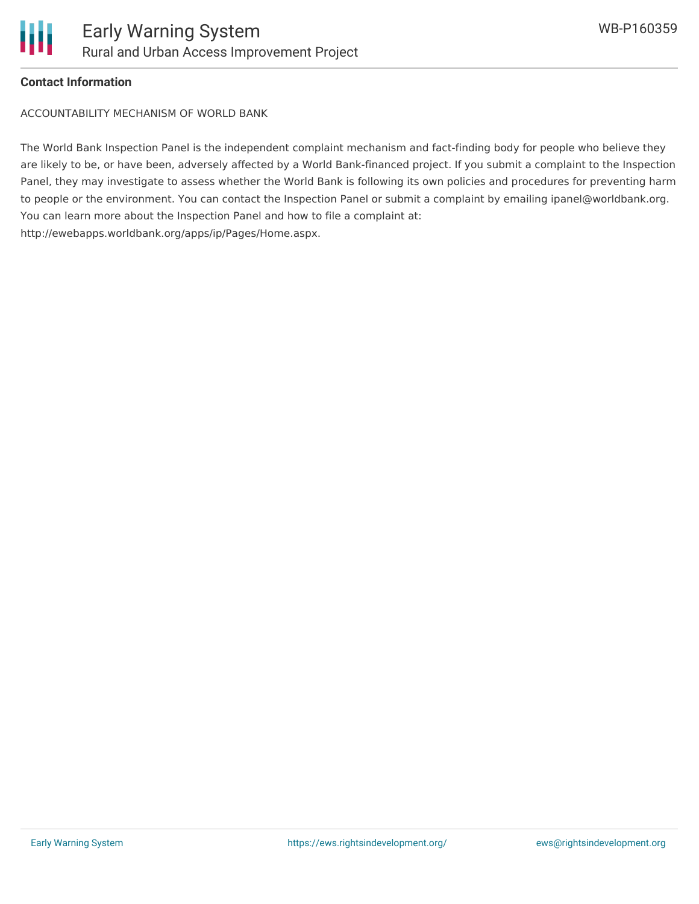**Contact Information**

ACCOUNTABILITY MECHANISM OF WORLD BANK

The World Bank Inspection Panel is the independent complaint mechanism and fact-finding body for people who believe they are likely to be, or have been, adversely affected by a World Bank-financed project. If you submit a complaint to the Inspection Panel, they may investigate to assess whether the World Bank is following its own policies and procedures for preventing harm to people or the environment. You can contact the Inspection Panel or submit a complaint by emailing ipanel@worldbank.org. You can learn more about the Inspection Panel and how to file a complaint at: http://ewebapps.worldbank.org/apps/ip/Pages/Home.aspx.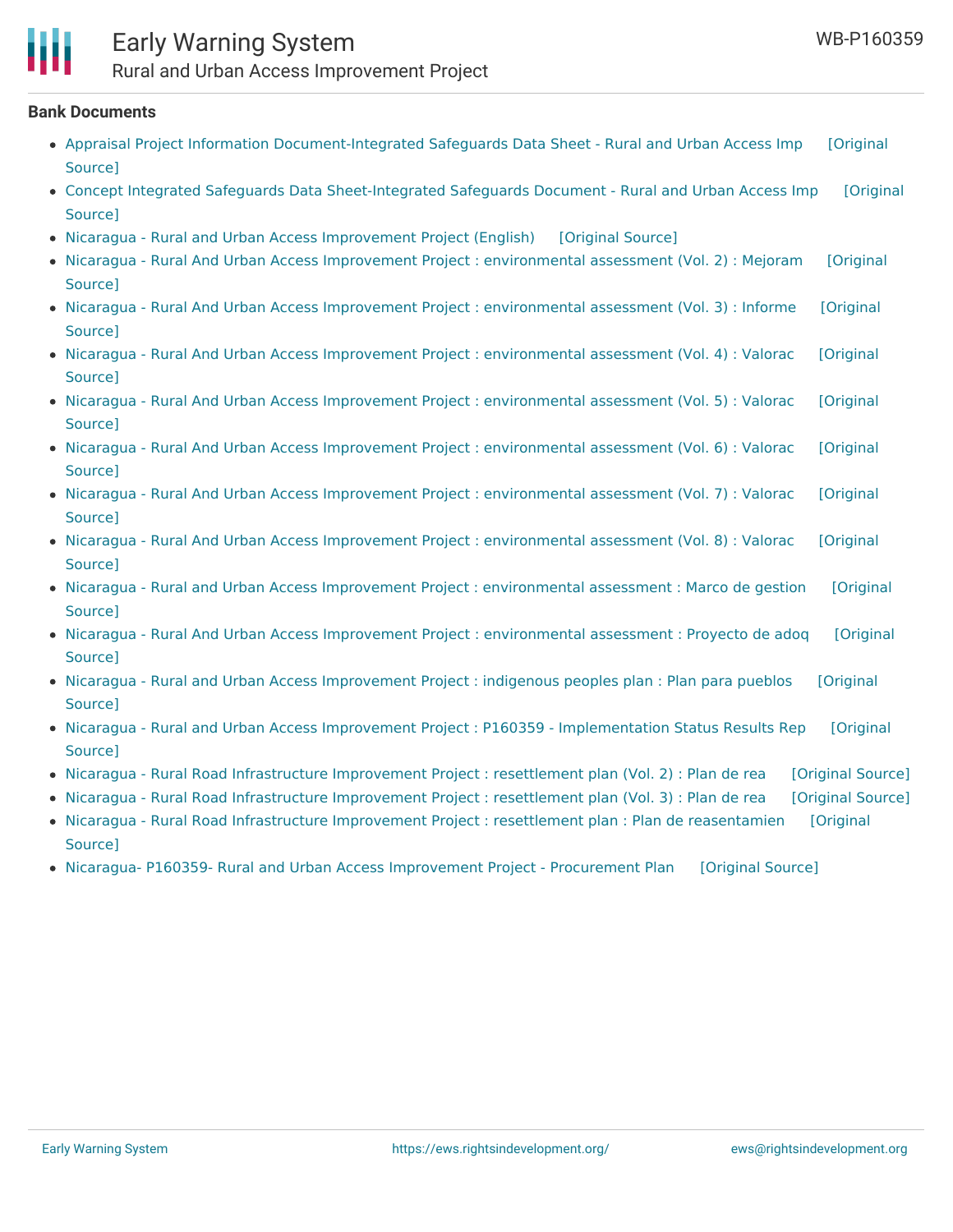**Bank Documents**

- Appraisal Project Information Document-Integrated Safeguards Data Sheet - Rural and Urban Access Imp [Original Source]
- Concept Integrated Safeguards Data Sheet-Integrated Safeguards Document - Rural and Urban Access Imp [Original Source]
- Nicaragua - Rural and Urban Access Improvement Project (English) [Original Source]
- Nicaragua - Rural And Urban Access Improvement Project : environmental assessment (Vol. 2) : Mejoram [Original Source]
- Nicaragua - Rural And Urban Access Improvement Project : environmental assessment (Vol. 3) : Informe [Original Source]
- Nicaragua - Rural And Urban Access Improvement Project : environmental assessment (Vol. 4) : Valorac [Original Source]
- Nicaragua - Rural And Urban Access Improvement Project : environmental assessment (Vol. 5) : Valorac [Original Source]
- Nicaragua - Rural And Urban Access Improvement Project : environmental assessment (Vol. 6) : Valorac [Original Source]
- Nicaragua - Rural And Urban Access Improvement Project : environmental assessment (Vol. 7) : Valorac [Original Source]
- Nicaragua - Rural And Urban Access Improvement Project : environmental assessment (Vol. 8) : Valorac [Original Source]
- Nicaragua - Rural and Urban Access Improvement Project : environmental assessment : Marco de gestion [Original Source]
- Nicaragua - Rural And Urban Access Improvement Project : environmental assessment : Proyecto de adoq [Original Source]
- Nicaragua - Rural and Urban Access Improvement Project : indigenous peoples plan : Plan para pueblos [Original Source]
- Nicaragua - Rural and Urban Access Improvement Project : P160359 - Implementation Status Results Rep [Original Source]
- Nicaragua - Rural Road Infrastructure Improvement Project : resettlement plan (Vol. 2) : Plan de rea [Original Source]
- Nicaragua - Rural Road Infrastructure Improvement Project : resettlement plan (Vol. 3) : Plan de rea [Original Source]
- Nicaragua - Rural Road Infrastructure Improvement Project : resettlement plan : Plan de reasentamien [Original Source]
- Nicaragua- P160359- Rural and Urban Access Improvement Project - Procurement Plan [Original Source]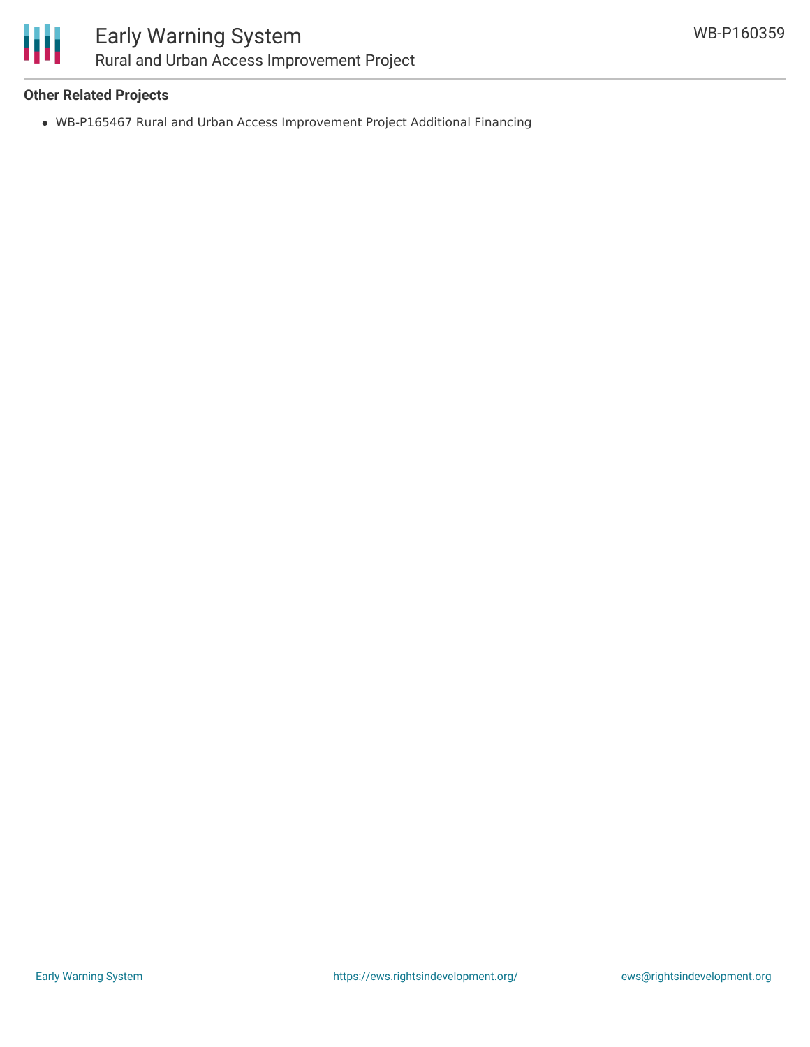**Other Related Projects**

- WB-P165467 Rural and Urban Access Improvement Project Additional Financing